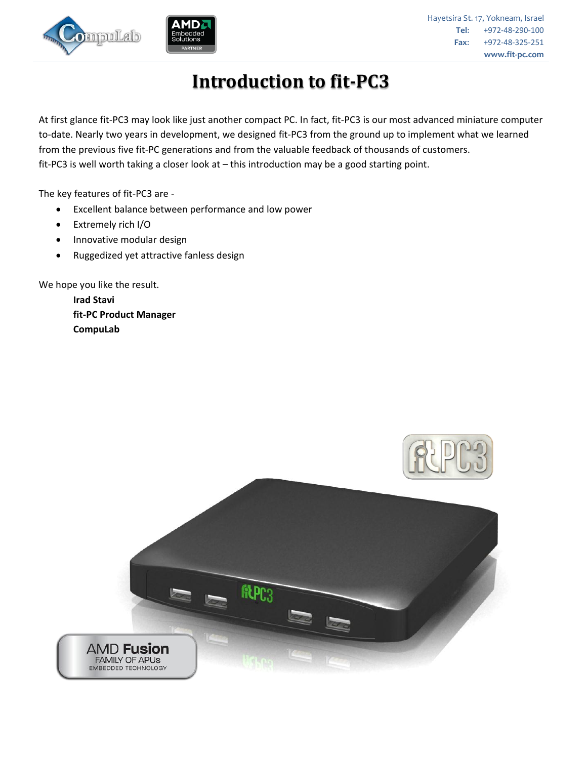Hayetsira St. 17, Yokneam, Israel
**Tel:** +972-48-290-100
**Fax:** +972-48-325-251
**www.fit-pc.com**

# Introduction to fit-PC3

At first glance fit-PC3 may look like just another compact PC. In fact, fit-PC3 is our most advanced miniature computer to-date. Nearly two years in development, we designed fit-PC3 from the ground up to implement what we learned from the previous five fit-PC generations and from the valuable feedback of thousands of customers.
fit-PC3 is well worth taking a closer look at – this introduction may be a good starting point.

The key features of fit-PC3 are -

- Excellent balance between performance and low power
- Extremely rich I/O
- Innovative modular design
- Ruggedized yet attractive fanless design

We hope you like the result.

**Irad Stavi**
**fit-PC Product Manager**
**CompuLab**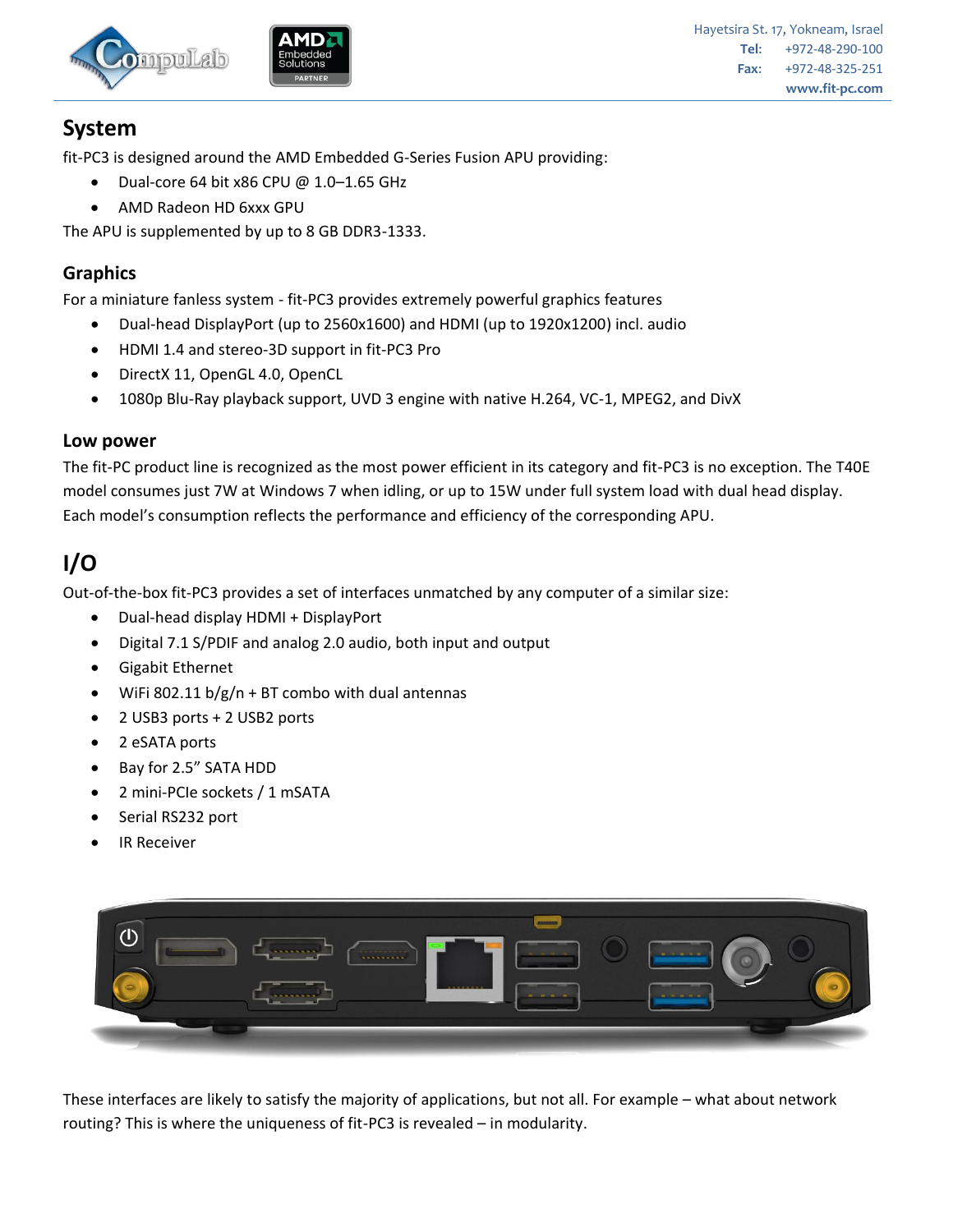## System

fit-PC3 is designed around the AMD Embedded G-Series Fusion APU providing:

- Dual-core 64 bit x86 CPU @ 1.0–1.65 GHz
- AMD Radeon HD 6xxx GPU

The APU is supplemented by up to 8 GB DDR3-1333.

### Graphics

For a miniature fanless system - fit-PC3 provides extremely powerful graphics features

- Dual-head DisplayPort (up to 2560x1600) and HDMI (up to 1920x1200) incl. audio
- HDMI 1.4 and stereo-3D support in fit-PC3 Pro
- DirectX 11, OpenGL 4.0, OpenCL
- 1080p Blu-Ray playback support, UVD 3 engine with native H.264, VC-1, MPEG2, and DivX

### Low power

The fit-PC product line is recognized as the most power efficient in its category and fit-PC3 is no exception. The T40E model consumes just 7W at Windows 7 when idling, or up to 15W under full system load with dual head display. Each model's consumption reflects the performance and efficiency of the corresponding APU.

## I/O

Out-of-the-box fit-PC3 provides a set of interfaces unmatched by any computer of a similar size:

- Dual-head display HDMI + DisplayPort
- Digital 7.1 S/PDIF and analog 2.0 audio, both input and output
- Gigabit Ethernet
- WiFi 802.11 b/g/n + BT combo with dual antennas
- 2 USB3 ports + 2 USB2 ports
- 2 eSATA ports
- Bay for 2.5" SATA HDD
- 2 mini-PCIe sockets / 1 mSATA
- Serial RS232 port
- IR Receiver

These interfaces are likely to satisfy the majority of applications, but not all. For example – what about network routing? This is where the uniqueness of fit-PC3 is revealed – in modularity.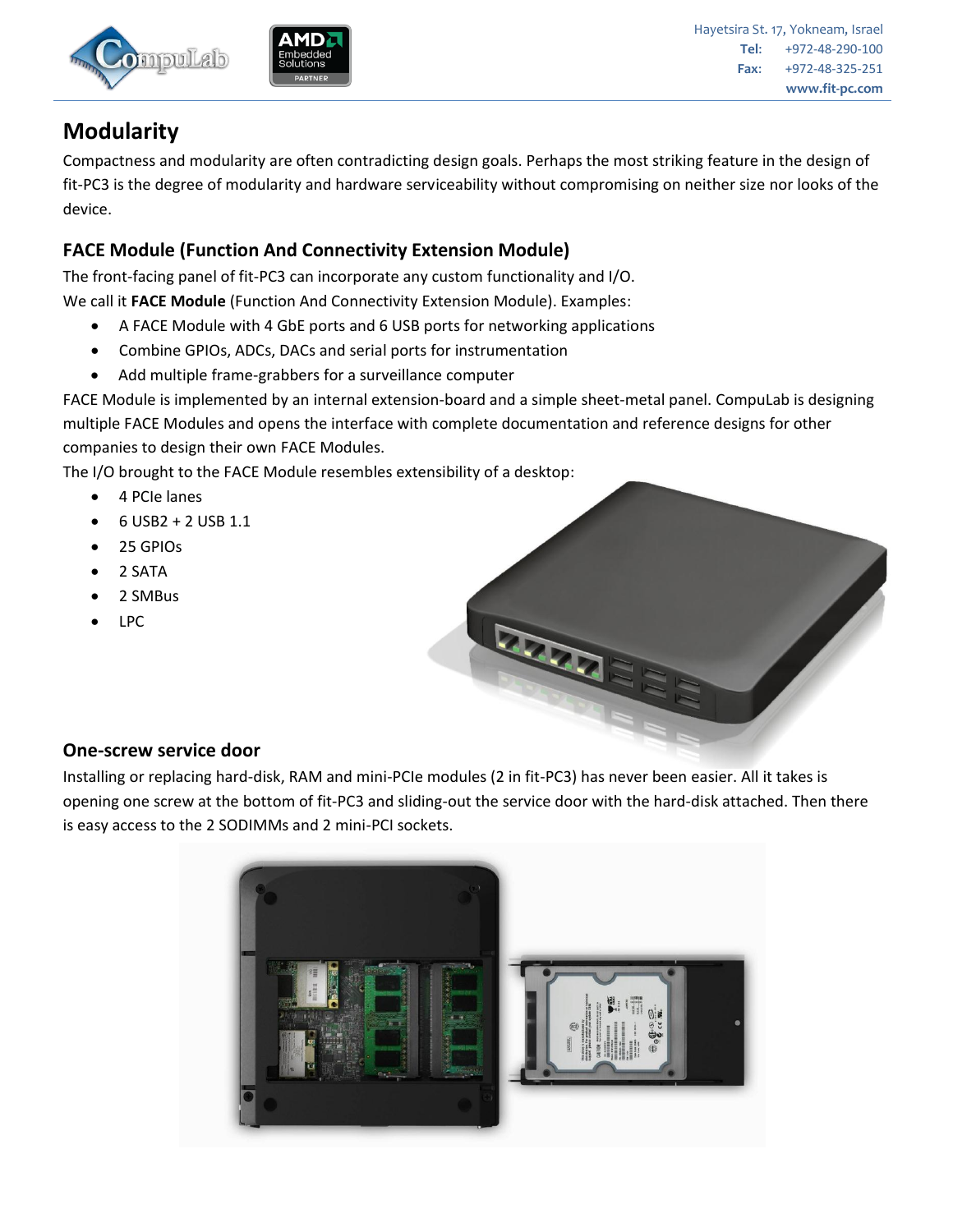# Modularity

Compactness and modularity are often contradicting design goals. Perhaps the most striking feature in the design of fit-PC3 is the degree of modularity and hardware serviceability without compromising on neither size nor looks of the device.

## FACE Module (Function And Connectivity Extension Module)

The front-facing panel of fit-PC3 can incorporate any custom functionality and I/O.
We call it **FACE Module** (Function And Connectivity Extension Module). Examples:

- A FACE Module with 4 GbE ports and 6 USB ports for networking applications
- Combine GPIOs, ADCs, DACs and serial ports for instrumentation
- Add multiple frame-grabbers for a surveillance computer

FACE Module is implemented by an internal extension-board and a simple sheet-metal panel. CompuLab is designing multiple FACE Modules and opens the interface with complete documentation and reference designs for other companies to design their own FACE Modules.

The I/O brought to the FACE Module resembles extensibility of a desktop:

- 4 PCIe lanes
- 6 USB2 + 2 USB 1.1
- 25 GPIOs
- 2 SATA
- 2 SMBus
- LPC

## One-screw service door

Installing or replacing hard-disk, RAM and mini-PCIe modules (2 in fit-PC3) has never been easier. All it takes is opening one screw at the bottom of fit-PC3 and sliding-out the service door with the hard-disk attached. Then there is easy access to the 2 SODIMMs and 2 mini-PCI sockets.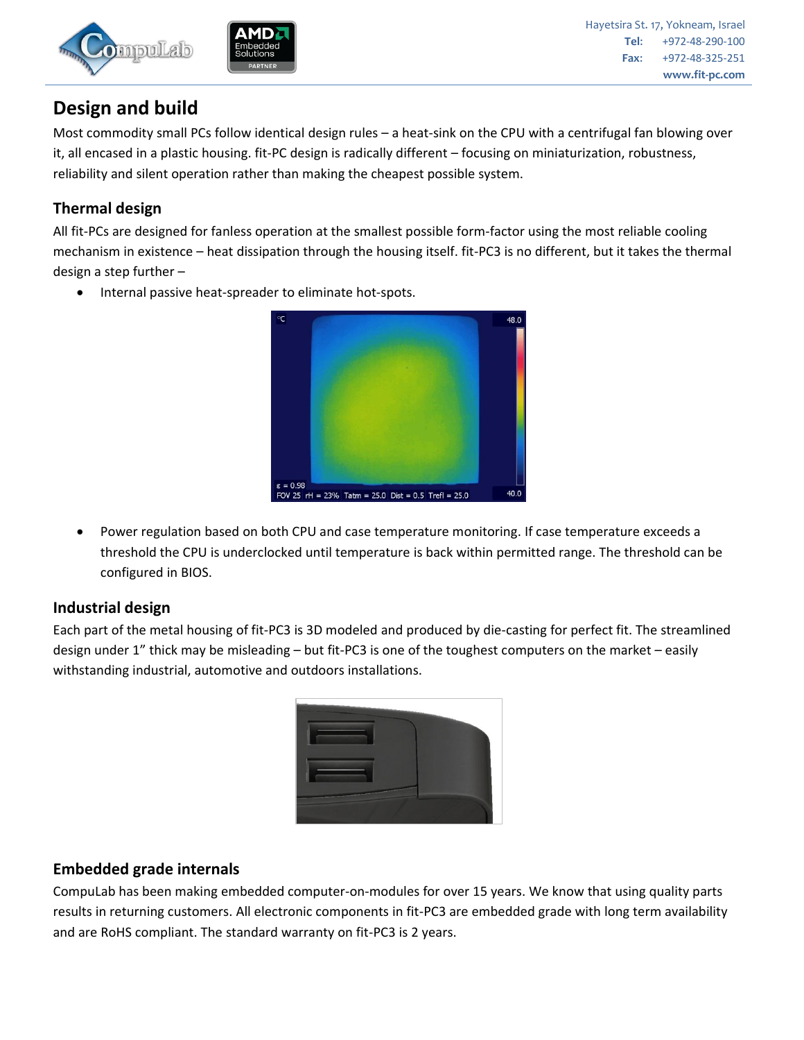# Design and build

Most commodity small PCs follow identical design rules – a heat-sink on the CPU with a centrifugal fan blowing over it, all encased in a plastic housing. fit-PC design is radically different – focusing on miniaturization, robustness, reliability and silent operation rather than making the cheapest possible system.

## Thermal design

All fit-PCs are designed for fanless operation at the smallest possible form-factor using the most reliable cooling mechanism in existence – heat dissipation through the housing itself. fit-PC3 is no different, but it takes the thermal design a step further –

- Internal passive heat-spreader to eliminate hot-spots.

°C
48.0
40.0
ε = 0.98
FOV 25 rH = 23% Tatm = 25.0 Dist = 0.5 Trefl = 25.0

- Power regulation based on both CPU and case temperature monitoring. If case temperature exceeds a threshold the CPU is underclocked until temperature is back within permitted range. The threshold can be configured in BIOS.

## Industrial design

Each part of the metal housing of fit-PC3 is 3D modeled and produced by die-casting for perfect fit. The streamlined design under 1" thick may be misleading – but fit-PC3 is one of the toughest computers on the market – easily withstanding industrial, automotive and outdoors installations.

## Embedded grade internals

CompuLab has been making embedded computer-on-modules for over 15 years. We know that using quality parts results in returning customers. All electronic components in fit-PC3 are embedded grade with long term availability and are RoHS compliant. The standard warranty on fit-PC3 is 2 years.